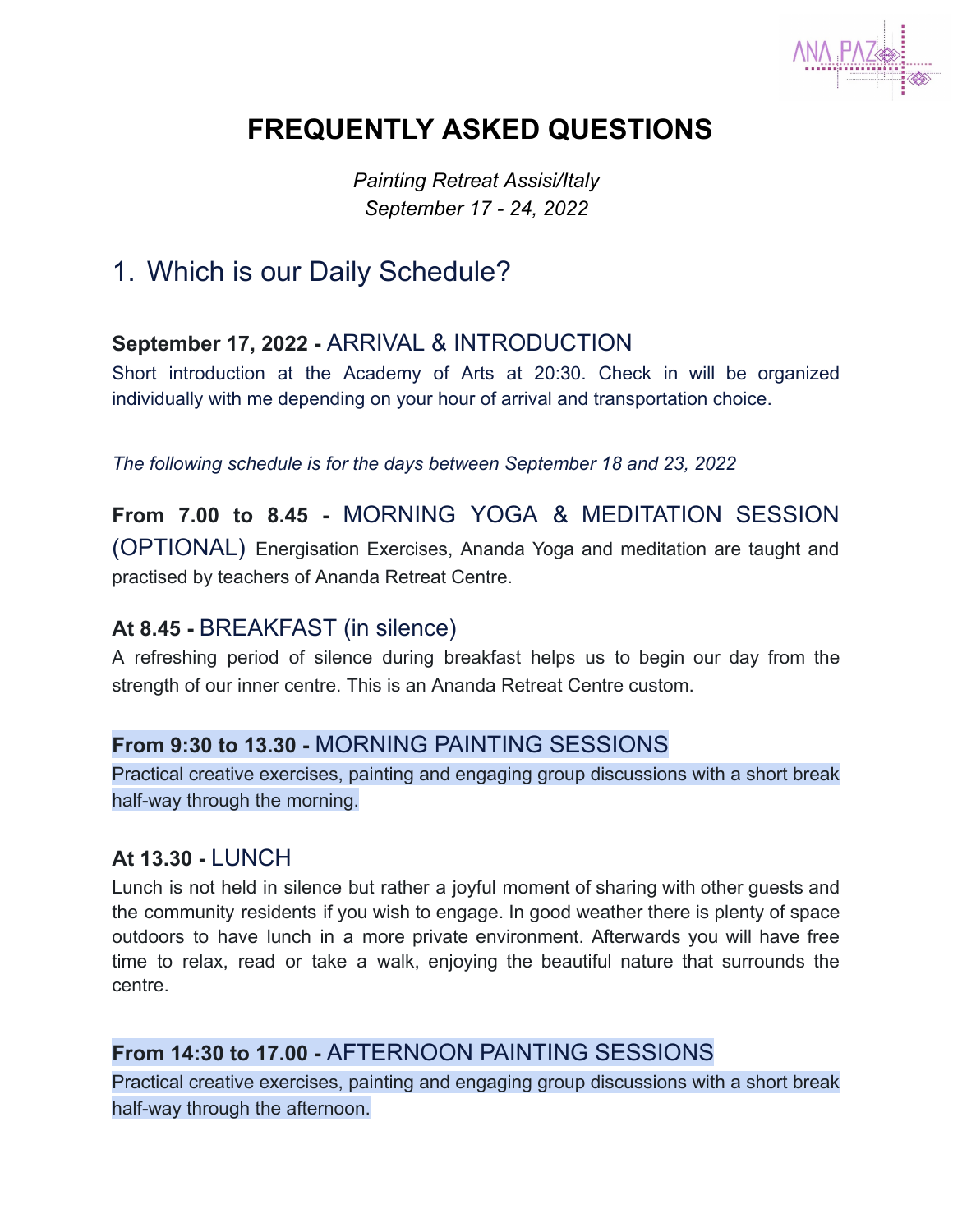# FREQUENTLY ASKED QUESTIONS

*Painting Retreat Assisi/Italy*
*September 17 - 24, 2022*

## 1. Which is our Daily Schedule?

### **September 17, 2022 -** ARRIVAL & INTRODUCTION

Short introduction at the Academy of Arts at 20:30. Check in will be organized individually with me depending on your hour of arrival and transportation choice.

*The following schedule is for the days between September 18 and 23, 2022*

### **From 7.00 to 8.45 -** MORNING YOGA & MEDITATION SESSION (OPTIONAL)

Energisation Exercises, Ananda Yoga and meditation are taught and practised by teachers of Ananda Retreat Centre.

### **At 8.45 -** BREAKFAST (in silence)

A refreshing period of silence during breakfast helps us to begin our day from the strength of our inner centre. This is an Ananda Retreat Centre custom.

### **From 9:30 to 13.30 -** MORNING PAINTING SESSIONS

Practical creative exercises, painting and engaging group discussions with a short break half-way through the morning.

### **At 13.30 -** LUNCH

Lunch is not held in silence but rather a joyful moment of sharing with other guests and the community residents if you wish to engage. In good weather there is plenty of space outdoors to have lunch in a more private environment. Afterwards you will have free time to relax, read or take a walk, enjoying the beautiful nature that surrounds the centre.

### **From 14:30 to 17.00 -** AFTERNOON PAINTING SESSIONS

Practical creative exercises, painting and engaging group discussions with a short break half-way through the afternoon.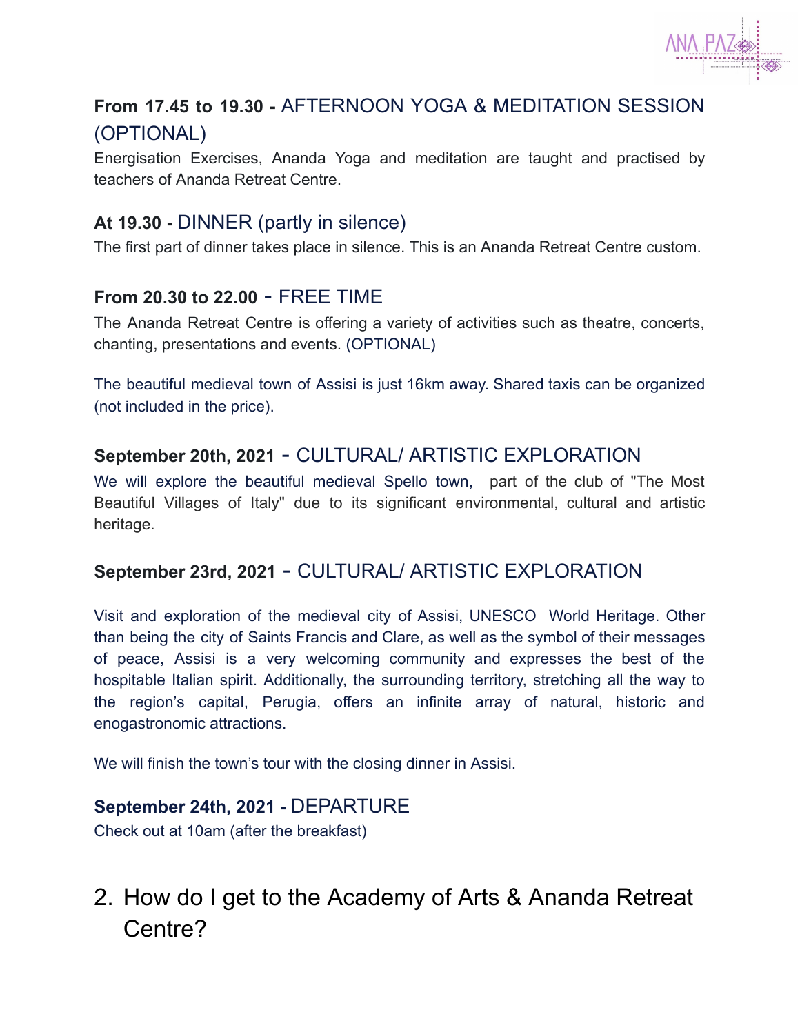### **From 17.45 to 19.30 -** AFTERNOON YOGA & MEDITATION SESSION (OPTIONAL)

Energisation Exercises, Ananda Yoga and meditation are taught and practised by teachers of Ananda Retreat Centre.

### **At 19.30 -** DINNER (partly in silence)

The first part of dinner takes place in silence. This is an Ananda Retreat Centre custom.

### **From 20.30 to 22.00** - FREE TIME

The Ananda Retreat Centre is offering a variety of activities such as theatre, concerts, chanting, presentations and events. (OPTIONAL)

The beautiful medieval town of Assisi is just 16km away. Shared taxis can be organized (not included in the price).

### **September 20th, 2021** - CULTURAL/ ARTISTIC EXPLORATION

We will explore the beautiful medieval Spello town, part of the club of "The Most Beautiful Villages of Italy" due to its significant environmental, cultural and artistic heritage.

### **September 23rd, 2021** - CULTURAL/ ARTISTIC EXPLORATION

Visit and exploration of the medieval city of Assisi, UNESCO World Heritage. Other than being the city of Saints Francis and Clare, as well as the symbol of their messages of peace, Assisi is a very welcoming community and expresses the best of the hospitable Italian spirit. Additionally, the surrounding territory, stretching all the way to the region's capital, Perugia, offers an infinite array of natural, historic and enogastronomic attractions.

We will finish the town's tour with the closing dinner in Assisi.

### **September 24th, 2021 -** DEPARTURE

Check out at 10am (after the breakfast)

## 2. How do I get to the Academy of Arts & Ananda Retreat Centre?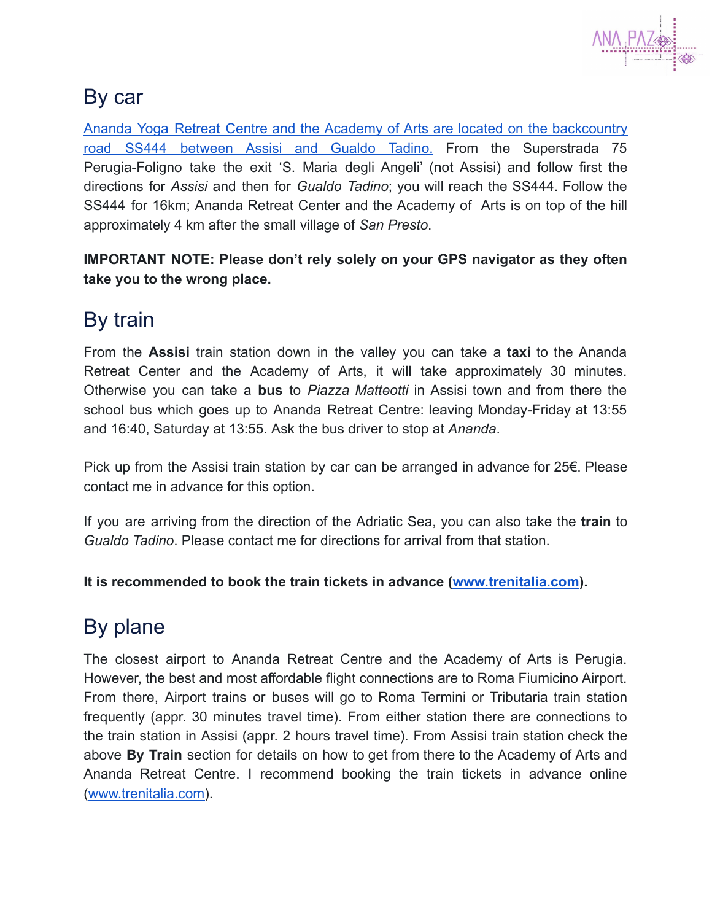## By car

Ananda Yoga Retreat Centre and the Academy of Arts are located on the backcountry road SS444 between Assisi and Gualdo Tadino. From the Superstrada 75 Perugia-Foligno take the exit 'S. Maria degli Angeli' (not Assisi) and follow first the directions for *Assisi* and then for *Gualdo Tadino*; you will reach the SS444. Follow the SS444 for 16km; Ananda Retreat Center and the Academy of Arts is on top of the hill approximately 4 km after the small village of *San Presto*.

**IMPORTANT NOTE: Please don't rely solely on your GPS navigator as they often take you to the wrong place.**

## By train

From the **Assisi** train station down in the valley you can take a **taxi** to the Ananda Retreat Center and the Academy of Arts, it will take approximately 30 minutes. Otherwise you can take a **bus** to *Piazza Matteotti* in Assisi town and from there the school bus which goes up to Ananda Retreat Centre: leaving Monday-Friday at 13:55 and 16:40, Saturday at 13:55. Ask the bus driver to stop at *Ananda*.

Pick up from the Assisi train station by car can be arranged in advance for 25€. Please contact me in advance for this option.

If you are arriving from the direction of the Adriatic Sea, you can also take the **train** to *Gualdo Tadino*. Please contact me for directions for arrival from that station.

**It is recommended to book the train tickets in advance (www.trenitalia.com).**

## By plane

The closest airport to Ananda Retreat Centre and the Academy of Arts is Perugia. However, the best and most affordable flight connections are to Roma Fiumicino Airport. From there, Airport trains or buses will go to Roma Termini or Tributaria train station frequently (appr. 30 minutes travel time). From either station there are connections to the train station in Assisi (appr. 2 hours travel time). From Assisi train station check the above **By Train** section for details on how to get from there to the Academy of Arts and Ananda Retreat Centre. I recommend booking the train tickets in advance online (www.trenitalia.com).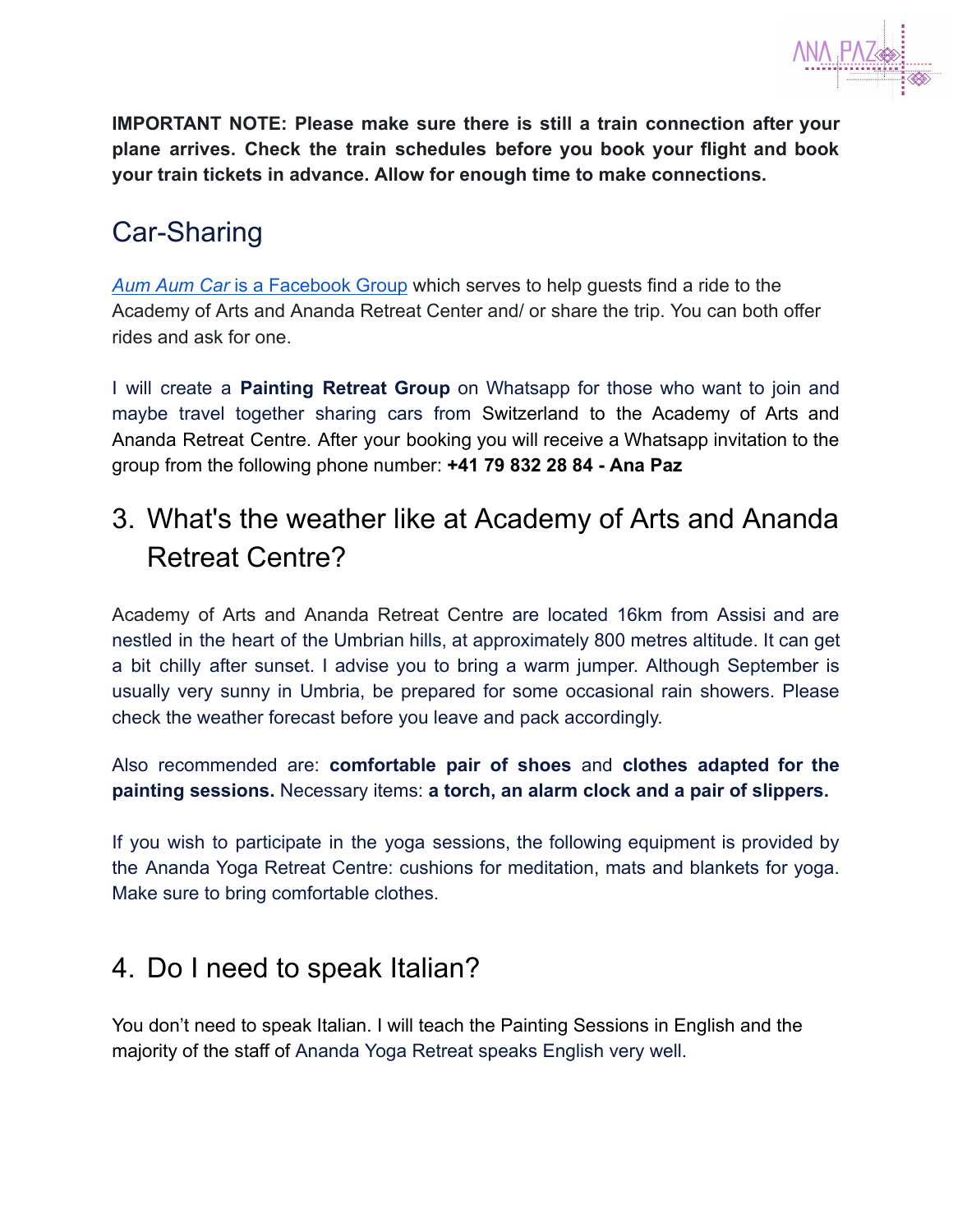**IMPORTANT NOTE: Please make sure there is still a train connection after your plane arrives. Check the train schedules before you book your flight and book your train tickets in advance. Allow for enough time to make connections.**

## Car-Sharing

*Aum Aum Car* is a Facebook Group which serves to help guests find a ride to the Academy of Arts and Ananda Retreat Center and/ or share the trip. You can both offer rides and ask for one.

I will create a **Painting Retreat Group** on Whatsapp for those who want to join and maybe travel together sharing cars from Switzerland to the Academy of Arts and Ananda Retreat Centre. After your booking you will receive a Whatsapp invitation to the group from the following phone number: **+41 79 832 28 84 - Ana Paz**

## 3. What's the weather like at Academy of Arts and Ananda Retreat Centre?

Academy of Arts and Ananda Retreat Centre are located 16km from Assisi and are nestled in the heart of the Umbrian hills, at approximately 800 metres altitude. It can get a bit chilly after sunset. I advise you to bring a warm jumper. Although September is usually very sunny in Umbria, be prepared for some occasional rain showers. Please check the weather forecast before you leave and pack accordingly.

Also recommended are: **comfortable pair of shoes** and **clothes adapted for the painting sessions.** Necessary items: **a torch, an alarm clock and a pair of slippers.**

If you wish to participate in the yoga sessions, the following equipment is provided by the Ananda Yoga Retreat Centre: cushions for meditation, mats and blankets for yoga. Make sure to bring comfortable clothes.

## 4. Do I need to speak Italian?

You don't need to speak Italian. I will teach the Painting Sessions in English and the majority of the staff of Ananda Yoga Retreat speaks English very well.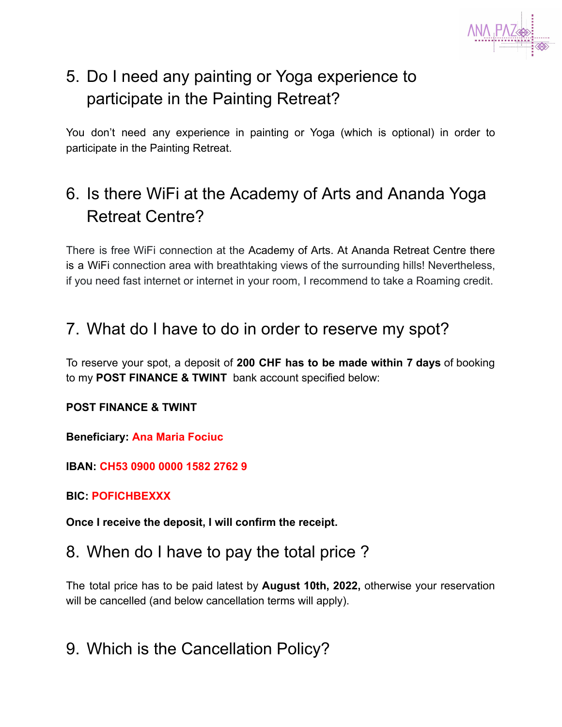5. Do I need any painting or Yoga experience to participate in the Painting Retreat?

You don't need any experience in painting or Yoga (which is optional) in order to participate in the Painting Retreat.

6. Is there WiFi at the Academy of Arts and Ananda Yoga Retreat Centre?

There is free WiFi connection at the Academy of Arts. At Ananda Retreat Centre there is a WiFi connection area with breathtaking views of the surrounding hills! Nevertheless, if you need fast internet or internet in your room, I recommend to take a Roaming credit.

7. What do I have to do in order to reserve my spot?

To reserve your spot, a deposit of **200 CHF has to be made within 7 days** of booking to my **POST FINANCE & TWINT** bank account specified below:

**POST FINANCE & TWINT**

**Beneficiary: Ana Maria Fociuc**

**IBAN: CH53 0900 0000 1582 2762 9**

**BIC: POFICHBEXXX**

**Once I receive the deposit, I will confirm the receipt.**

8. When do I have to pay the total price ?

The total price has to be paid latest by **August 10th, 2022,** otherwise your reservation will be cancelled (and below cancellation terms will apply).

9. Which is the Cancellation Policy?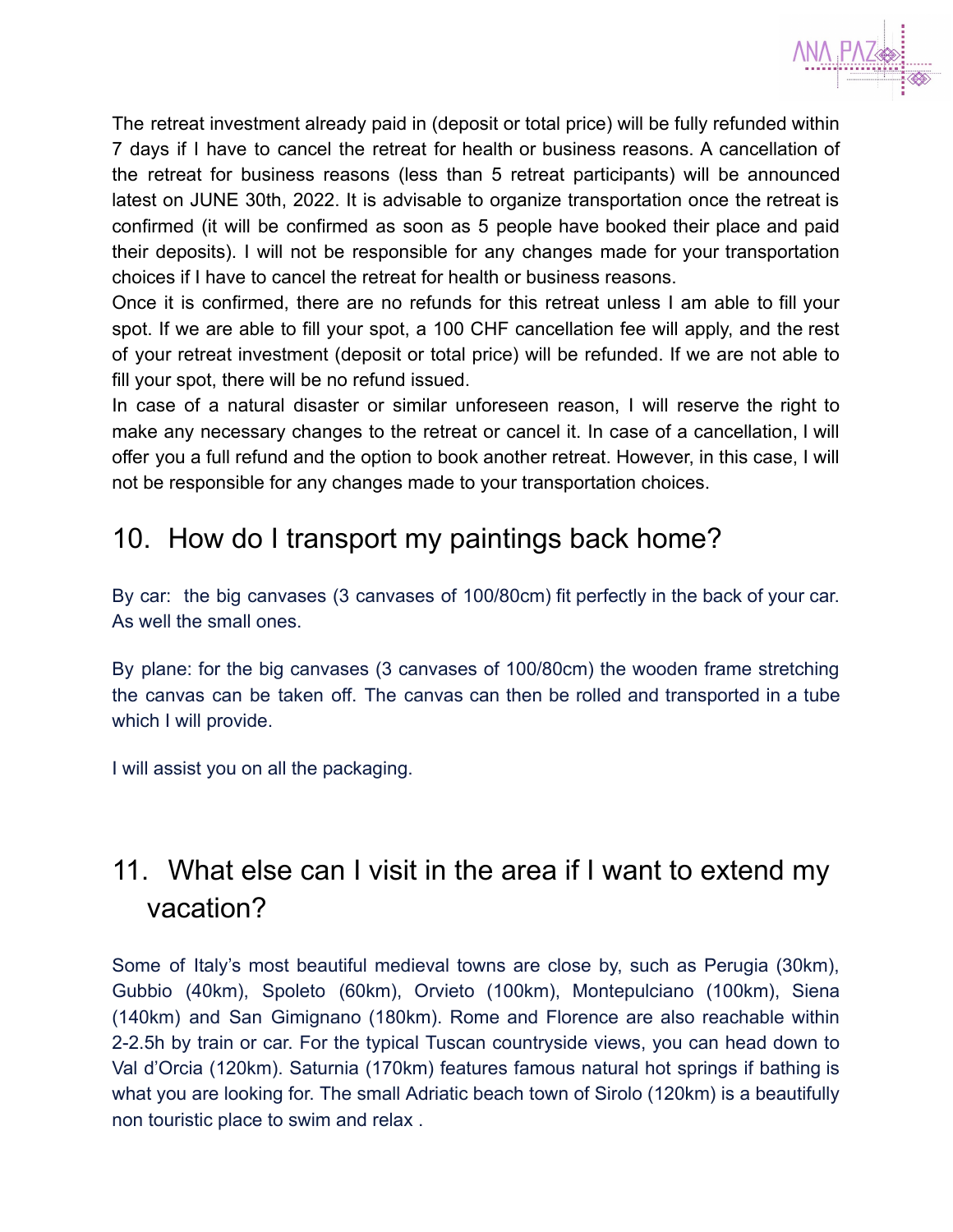The retreat investment already paid in (deposit or total price) will be fully refunded within 7 days if I have to cancel the retreat for health or business reasons. A cancellation of the retreat for business reasons (less than 5 retreat participants) will be announced latest on JUNE 30th, 2022. It is advisable to organize transportation once the retreat is confirmed (it will be confirmed as soon as 5 people have booked their place and paid their deposits). I will not be responsible for any changes made for your transportation choices if I have to cancel the retreat for health or business reasons.
Once it is confirmed, there are no refunds for this retreat unless I am able to fill your spot. If we are able to fill your spot, a 100 CHF cancellation fee will apply, and the rest of your retreat investment (deposit or total price) will be refunded. If we are not able to fill your spot, there will be no refund issued.
In case of a natural disaster or similar unforeseen reason, I will reserve the right to make any necessary changes to the retreat or cancel it. In case of a cancellation, I will offer you a full refund and the option to book another retreat. However, in this case, I will not be responsible for any changes made to your transportation choices.

## 10. How do I transport my paintings back home?

By car: the big canvases (3 canvases of 100/80cm) fit perfectly in the back of your car. As well the small ones.

By plane: for the big canvases (3 canvases of 100/80cm) the wooden frame stretching the canvas can be taken off. The canvas can then be rolled and transported in a tube which I will provide.

I will assist you on all the packaging.

## 11. What else can I visit in the area if I want to extend my vacation?

Some of Italy's most beautiful medieval towns are close by, such as Perugia (30km), Gubbio (40km), Spoleto (60km), Orvieto (100km), Montepulciano (100km), Siena (140km) and San Gimignano (180km). Rome and Florence are also reachable within 2-2.5h by train or car. For the typical Tuscan countryside views, you can head down to Val d'Orcia (120km). Saturnia (170km) features famous natural hot springs if bathing is what you are looking for. The small Adriatic beach town of Sirolo (120km) is a beautifully non touristic place to swim and relax .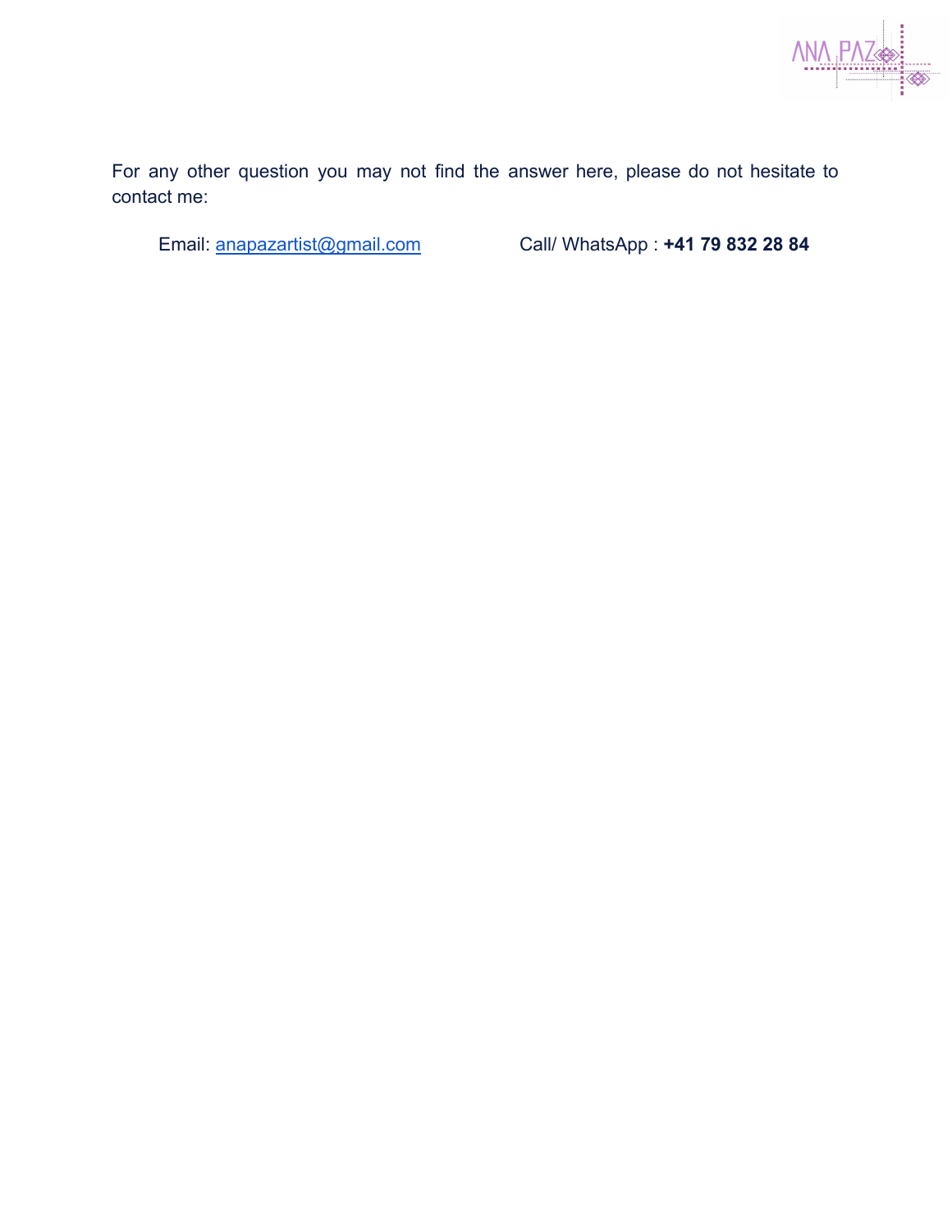For any other question you may not find the answer here, please do not hesitate to contact me:

Email: anapazartist@gmail.com Call/ WhatsApp : **+41 79 832 28 84**